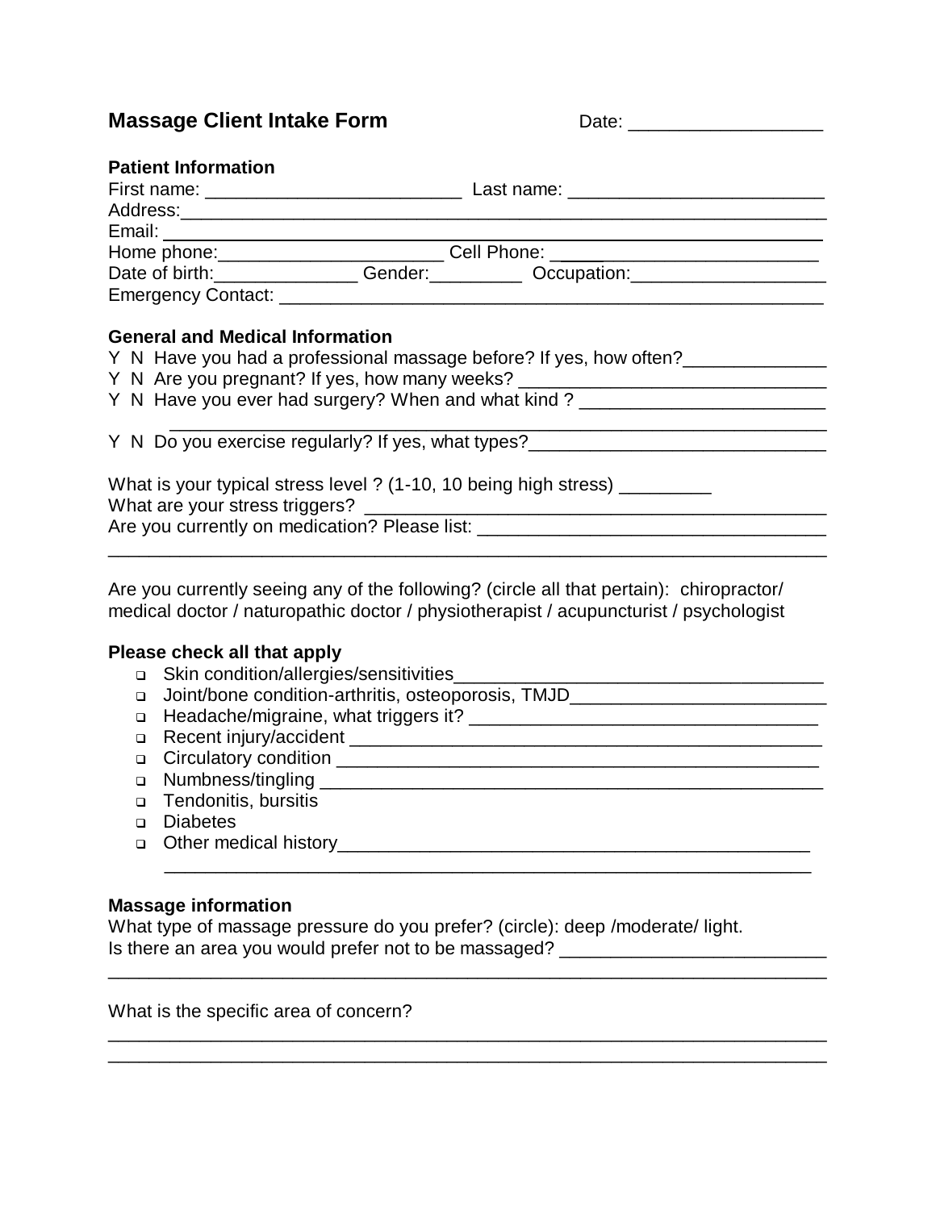## Massage Client Intake Form

Date: ___________________

### Patient Information

First name: _________________________ Last name: _________________________
Address: ________________________________________________________________
Email: __________________________________________________________________
Home phone: ______________________ Cell Phone: ___________________________
Date of birth: ______________ Gender: _________ Occupation: ___________________
Emergency Contact: ______________________________________________________

### General and Medical Information

Y N Have you had a professional massage before? If yes, how often? ______________
Y N Are you pregnant? If yes, how many weeks? ______________________________
Y N Have you ever had surgery? When and what kind ? ________________________
______________________________________________________________________
Y N Do you exercise regularly? If yes, what types? _____________________________

What is your typical stress level ? (1-10, 10 being high stress) _________
What are your stress triggers? _____________________________________________
Are you currently on medication? Please list: ___________________________________
________________________________________________________________________

Are you currently seeing any of the following? (circle all that pertain): chiropractor/ medical doctor / naturopathic doctor / physiotherapist / acupuncturist / psychologist

### Please check all that apply

- Skin condition/allergies/sensitivities ____________________________________
- Joint/bone condition-arthritis, osteoporosis, TMJD __________________________
- Headache/migraine, what triggers it? ____________________________________
- Recent injury/accident _______________________________________________
- Circulatory condition _______________________________________________
- Numbness/tingling _________________________________________________
- Tendonitis, bursitis
- Diabetes
- Other medical history ______________________________________________
  ____________________________________________________________________

### Massage information

What type of massage pressure do you prefer? (circle): deep /moderate/ light.
Is there an area you would prefer not to be massaged? __________________________
________________________________________________________________________

What is the specific area of concern?
________________________________________________________________________
________________________________________________________________________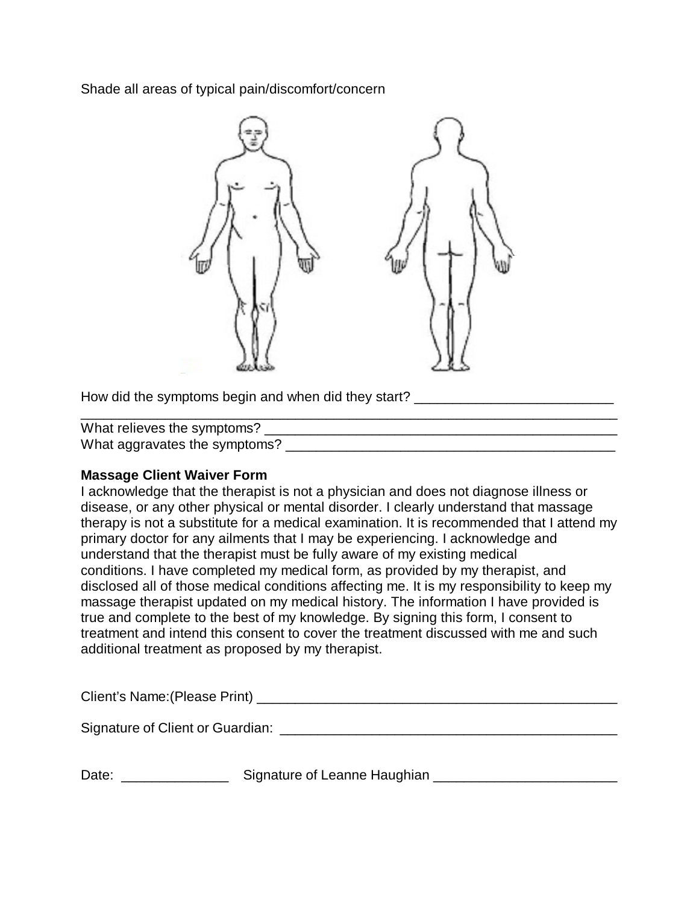Shade all areas of typical pain/discomfort/concern

How did the symptoms begin and when did they start? __________________________
_________________________________________________________________________
What relieves the symptoms? _______________________________________________
What aggravates the symptoms? _____________________________________________

**Massage Client Waiver Form**

I acknowledge that the therapist is not a physician and does not diagnose illness or disease, or any other physical or mental disorder. I clearly understand that massage therapy is not a substitute for a medical examination. It is recommended that I attend my primary doctor for any ailments that I may be experiencing. I acknowledge and understand that the therapist must be fully aware of my existing medical conditions. I have completed my medical form, as provided by my therapist, and disclosed all of those medical conditions affecting me. It is my responsibility to keep my massage therapist updated on my medical history. The information I have provided is true and complete to the best of my knowledge. By signing this form, I consent to treatment and intend this consent to cover the treatment discussed with me and such additional treatment as proposed by my therapist.

Client's Name:(Please Print) _________________________________________________

Signature of Client or Guardian: _____________________________________________

Date: ______________ Signature of Leanne Haughian ________________________